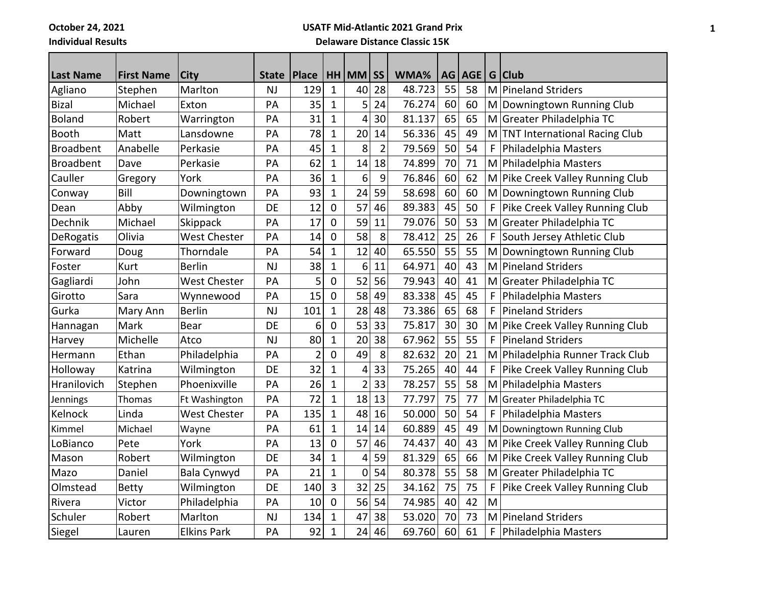**October 24, 2021**

**Individual Results**

**USATF Mid-Atlantic 2021 Grand Prix**

**Delaware Distance Classic 15K**

| Last Name | First Name | City | State | Place | HH | MM | SS | WMA% | AG | AGE | G | Club |
|---|---|---|---|---|---|---|---|---|---|---|---|---|
| Agliano | Stephen | Marlton | NJ | 129 | 1 | 40 | 28 | 48.723 | 55 | 58 | M | Pineland Striders |
| Bizal | Michael | Exton | PA | 35 | 1 | 5 | 24 | 76.274 | 60 | 60 | M | Downingtown Running Club |
| Boland | Robert | Warrington | PA | 31 | 1 | 4 | 30 | 81.137 | 65 | 65 | M | Greater Philadelphia TC |
| Booth | Matt | Lansdowne | PA | 78 | 1 | 20 | 14 | 56.336 | 45 | 49 | M | TNT International Racing Club |
| Broadbent | Anabelle | Perkasie | PA | 45 | 1 | 8 | 2 | 79.569 | 50 | 54 | F | Philadelphia Masters |
| Broadbent | Dave | Perkasie | PA | 62 | 1 | 14 | 18 | 74.899 | 70 | 71 | M | Philadelphia Masters |
| Cauller | Gregory | York | PA | 36 | 1 | 6 | 9 | 76.846 | 60 | 62 | M | Pike Creek Valley Running Club |
| Conway | Bill | Downingtown | PA | 93 | 1 | 24 | 59 | 58.698 | 60 | 60 | M | Downingtown Running Club |
| Dean | Abby | Wilmington | DE | 12 | 0 | 57 | 46 | 89.383 | 45 | 50 | F | Pike Creek Valley Running Club |
| Dechnik | Michael | Skippack | PA | 17 | 0 | 59 | 11 | 79.076 | 50 | 53 | M | Greater Philadelphia TC |
| DeRogatis | Olivia | West Chester | PA | 14 | 0 | 58 | 8 | 78.412 | 25 | 26 | F | South Jersey Athletic Club |
| Forward | Doug | Thorndale | PA | 54 | 1 | 12 | 40 | 65.550 | 55 | 55 | M | Downingtown Running Club |
| Foster | Kurt | Berlin | NJ | 38 | 1 | 6 | 11 | 64.971 | 40 | 43 | M | Pineland Striders |
| Gagliardi | John | West Chester | PA | 5 | 0 | 52 | 56 | 79.943 | 40 | 41 | M | Greater Philadelphia TC |
| Girotto | Sara | Wynnewood | PA | 15 | 0 | 58 | 49 | 83.338 | 45 | 45 | F | Philadelphia Masters |
| Gurka | Mary Ann | Berlin | NJ | 101 | 1 | 28 | 48 | 73.386 | 65 | 68 | F | Pineland Striders |
| Hannagan | Mark | Bear | DE | 6 | 0 | 53 | 33 | 75.817 | 30 | 30 | M | Pike Creek Valley Running Club |
| Harvey | Michelle | Atco | NJ | 80 | 1 | 20 | 38 | 67.962 | 55 | 55 | F | Pineland Striders |
| Hermann | Ethan | Philadelphia | PA | 2 | 0 | 49 | 8 | 82.632 | 20 | 21 | M | Philadelphia Runner Track Club |
| Holloway | Katrina | Wilmington | DE | 32 | 1 | 4 | 33 | 75.265 | 40 | 44 | F | Pike Creek Valley Running Club |
| Hranilovich | Stephen | Phoenixville | PA | 26 | 1 | 2 | 33 | 78.257 | 55 | 58 | M | Philadelphia Masters |
| Jennings | Thomas | Ft Washington | PA | 72 | 1 | 18 | 13 | 77.797 | 75 | 77 | M | Greater Philadelphia TC |
| Kelnock | Linda | West Chester | PA | 135 | 1 | 48 | 16 | 50.000 | 50 | 54 | F | Philadelphia Masters |
| Kimmel | Michael | Wayne | PA | 61 | 1 | 14 | 14 | 60.889 | 45 | 49 | M | Downingtown Running Club |
| LoBianco | Pete | York | PA | 13 | 0 | 57 | 46 | 74.437 | 40 | 43 | M | Pike Creek Valley Running Club |
| Mason | Robert | Wilmington | DE | 34 | 1 | 4 | 59 | 81.329 | 65 | 66 | M | Pike Creek Valley Running Club |
| Mazo | Daniel | Bala Cynwyd | PA | 21 | 1 | 0 | 54 | 80.378 | 55 | 58 | M | Greater Philadelphia TC |
| Olmstead | Betty | Wilmington | DE | 140 | 3 | 32 | 25 | 34.162 | 75 | 75 | F | Pike Creek Valley Running Club |
| Rivera | Victor | Philadelphia | PA | 10 | 0 | 56 | 54 | 74.985 | 40 | 42 | M | |
| Schuler | Robert | Marlton | NJ | 134 | 1 | 47 | 38 | 53.020 | 70 | 73 | M | Pineland Striders |
| Siegel | Lauren | Elkins Park | PA | 92 | 1 | 24 | 46 | 69.760 | 60 | 61 | F | Philadelphia Masters |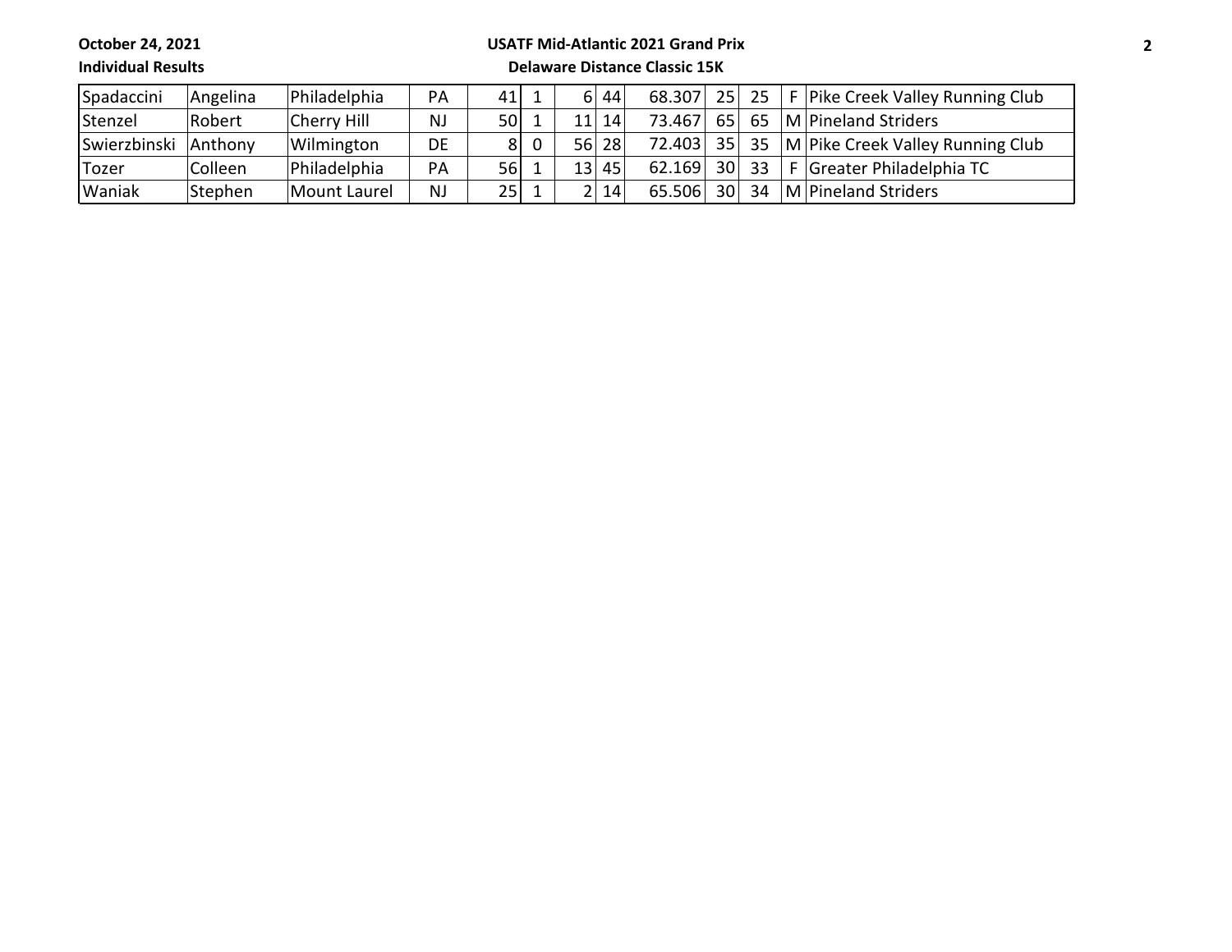| | | | | | | | | | | | | |
|---|---|---|---|---|---|---|---|---|---|---|---|---|
| Spadaccini | Angelina | Philadelphia | PA | 41 | 1 | 6 | 44 | 68.307 | 25 | 25 | F | Pike Creek Valley Running Club |
| Stenzel | Robert | Cherry Hill | NJ | 50 | 1 | 11 | 14 | 73.467 | 65 | 65 | M | Pineland Striders |
| Swierzbinski | Anthony | Wilmington | DE | 8 | 0 | 56 | 28 | 72.403 | 35 | 35 | M | Pike Creek Valley Running Club |
| Tozer | Colleen | Philadelphia | PA | 56 | 1 | 13 | 45 | 62.169 | 30 | 33 | F | Greater Philadelphia TC |
| Waniak | Stephen | Mount Laurel | NJ | 25 | 1 | 2 | 14 | 65.506 | 30 | 34 | M | Pineland Striders |